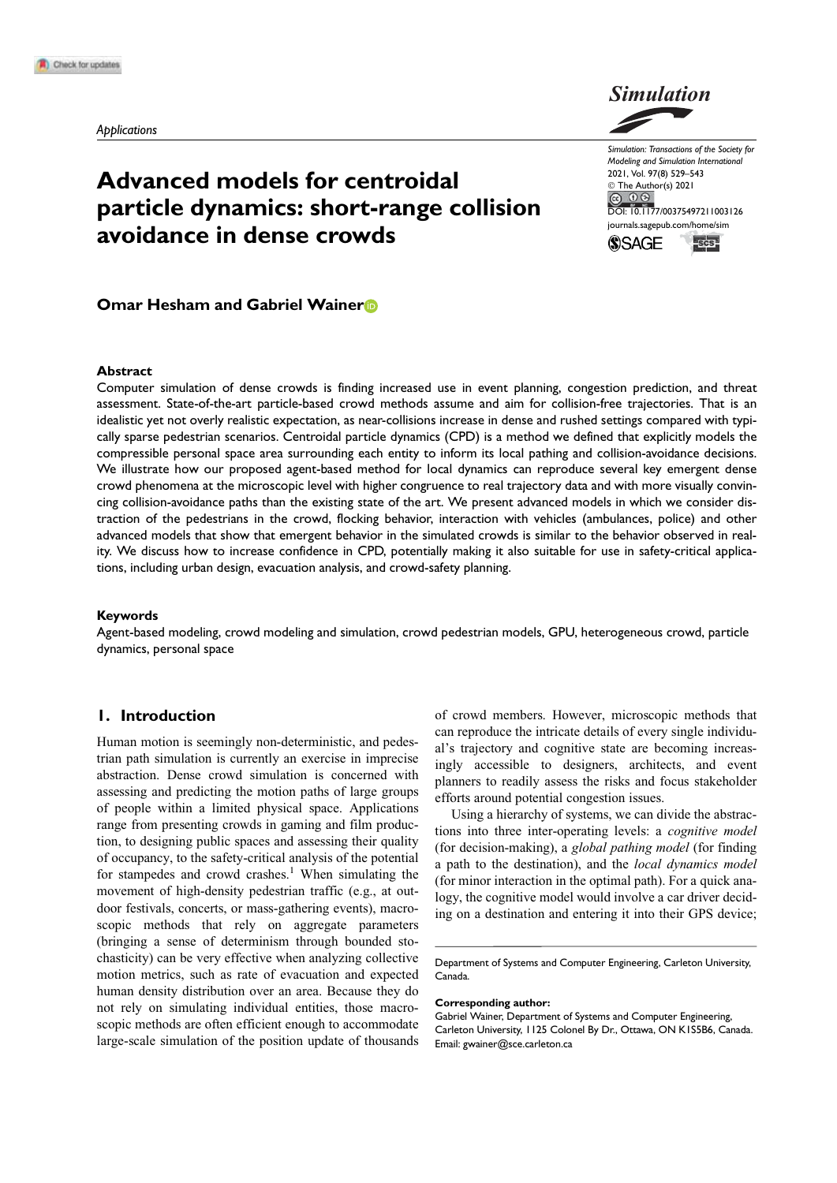*Applications*

# Advanced models for centroidal particle dynamics: short-range collision avoidance in dense crowds

**Omar Hesham and Gabriel Wainer**

*Simulation: Transactions of the Society for Modeling and Simulation International*
2021, Vol. 97(8) 529–543
© The Author(s) 2021
DOI: 10.1177/00375497211003126
journals.sagepub.com/home/sim

### Abstract

Computer simulation of dense crowds is finding increased use in event planning, congestion prediction, and threat assessment. State-of-the-art particle-based crowd methods assume and aim for collision-free trajectories. That is an idealistic yet not overly realistic expectation, as near-collisions increase in dense and rushed settings compared with typically sparse pedestrian scenarios. Centroidal particle dynamics (CPD) is a method we defined that explicitly models the compressible personal space area surrounding each entity to inform its local pathing and collision-avoidance decisions. We illustrate how our proposed agent-based method for local dynamics can reproduce several key emergent dense crowd phenomena at the microscopic level with higher congruence to real trajectory data and with more visually convincing collision-avoidance paths than the existing state of the art. We present advanced models in which we consider distraction of the pedestrians in the crowd, flocking behavior, interaction with vehicles (ambulances, police) and other advanced models that show that emergent behavior in the simulated crowds is similar to the behavior observed in reality. We discuss how to increase confidence in CPD, potentially making it also suitable for use in safety-critical applications, including urban design, evacuation analysis, and crowd-safety planning.

### Keywords

Agent-based modeling, crowd modeling and simulation, crowd pedestrian models, GPU, heterogeneous crowd, particle dynamics, personal space

## 1. Introduction

Human motion is seemingly non-deterministic, and pedestrian path simulation is currently an exercise in imprecise abstraction. Dense crowd simulation is concerned with assessing and predicting the motion paths of large groups of people within a limited physical space. Applications range from presenting crowds in gaming and film production, to designing public spaces and assessing their quality of occupancy, to the safety-critical analysis of the potential for stampedes and crowd crashes.[1] When simulating the movement of high-density pedestrian traffic (e.g., at outdoor festivals, concerts, or mass-gathering events), macroscopic methods that rely on aggregate parameters (bringing a sense of determinism through bounded stochasticity) can be very effective when analyzing collective motion metrics, such as rate of evacuation and expected human density distribution over an area. Because they do not rely on simulating individual entities, those macroscopic methods are often efficient enough to accommodate large-scale simulation of the position update of thousands of crowd members. However, microscopic methods that can reproduce the intricate details of every single individual's trajectory and cognitive state are becoming increasingly accessible to designers, architects, and event planners to readily assess the risks and focus stakeholder efforts around potential congestion issues.

Using a hierarchy of systems, we can divide the abstractions into three inter-operating levels: a *cognitive model* (for decision-making), a *global pathing model* (for finding a path to the destination), and the *local dynamics model* (for minor interaction in the optimal path). For a quick analogy, the cognitive model would involve a car driver deciding on a destination and entering it into their GPS device;

Department of Systems and Computer Engineering, Carleton University, Canada.

**Corresponding author:**
Gabriel Wainer, Department of Systems and Computer Engineering, Carleton University, 1125 Colonel By Dr., Ottawa, ON K1S5B6, Canada.
Email: gwainer@sce.carleton.ca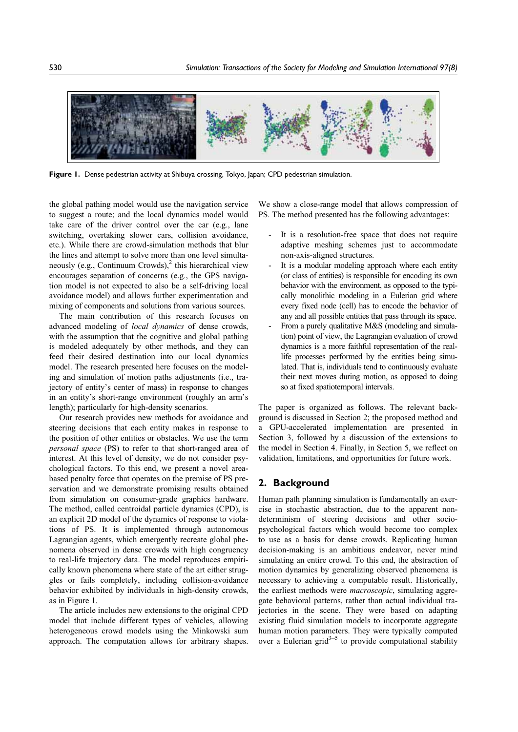Figure 1. Dense pedestrian activity at Shibuya crossing, Tokyo, Japan; CPD pedestrian simulation.

the global pathing model would use the navigation service to suggest a route; and the local dynamics model would take care of the driver control over the car (e.g., lane switching, overtaking slower cars, collision avoidance, etc.). While there are crowd-simulation methods that blur the lines and attempt to solve more than one level simultaneously (e.g., Continuum Crowds),[2] this hierarchical view encourages separation of concerns (e.g., the GPS navigation model is not expected to also be a self-driving local avoidance model) and allows further experimentation and mixing of components and solutions from various sources.

The main contribution of this research focuses on advanced modeling of *local dynamics* of dense crowds, with the assumption that the cognitive and global pathing is modeled adequately by other methods, and they can feed their desired destination into our local dynamics model. The research presented here focuses on the modeling and simulation of motion paths adjustments (i.e., trajectory of entity's center of mass) in response to changes in an entity's short-range environment (roughly an arm's length); particularly for high-density scenarios.

Our research provides new methods for avoidance and steering decisions that each entity makes in response to the position of other entities or obstacles. We use the term *personal space* (PS) to refer to that short-ranged area of interest. At this level of density, we do not consider psychological factors. To this end, we present a novel area-based penalty force that operates on the premise of PS preservation and we demonstrate promising results obtained from simulation on consumer-grade graphics hardware. The method, called centroidal particle dynamics (CPD), is an explicit 2D model of the dynamics of response to violations of PS. It is implemented through autonomous Lagrangian agents, which emergently recreate global phenomena observed in dense crowds with high congruency to real-life trajectory data. The model reproduces empirically known phenomena where state of the art either struggles or fails completely, including collision-avoidance behavior exhibited by individuals in high-density crowds, as in Figure 1.

The article includes new extensions to the original CPD model that include different types of vehicles, allowing heterogeneous crowd models using the Minkowski sum approach. The computation allows for arbitrary shapes. We show a close-range model that allows compression of PS. The method presented has the following advantages:

- It is a resolution-free space that does not require adaptive meshing schemes just to accommodate non-axis-aligned structures.
- It is a modular modeling approach where each entity (or class of entities) is responsible for encoding its own behavior with the environment, as opposed to the typically monolithic modeling in a Eulerian grid where every fixed node (cell) has to encode the behavior of any and all possible entities that pass through its space.
- From a purely qualitative M&S (modeling and simulation) point of view, the Lagrangian evaluation of crowd dynamics is a more faithful representation of the real-life processes performed by the entities being simulated. That is, individuals tend to continuously evaluate their next moves during motion, as opposed to doing so at fixed spatiotemporal intervals.

The paper is organized as follows. The relevant background is discussed in Section 2; the proposed method and a GPU-accelerated implementation are presented in Section 3, followed by a discussion of the extensions to the model in Section 4. Finally, in Section 5, we reflect on validation, limitations, and opportunities for future work.

## 2. Background

Human path planning simulation is fundamentally an exercise in stochastic abstraction, due to the apparent non-determinism of steering decisions and other socio-psychological factors which would become too complex to use as a basis for dense crowds. Replicating human decision-making is an ambitious endeavor, never mind simulating an entire crowd. To this end, the abstraction of motion dynamics by generalizing observed phenomena is necessary to achieving a computable result. Historically, the earliest methods were *macroscopic*, simulating aggregate behavioral patterns, rather than actual individual trajectories in the scene. They were based on adapting existing fluid simulation models to incorporate aggregate human motion parameters. They were typically computed over a Eulerian grid[3–5] to provide computational stability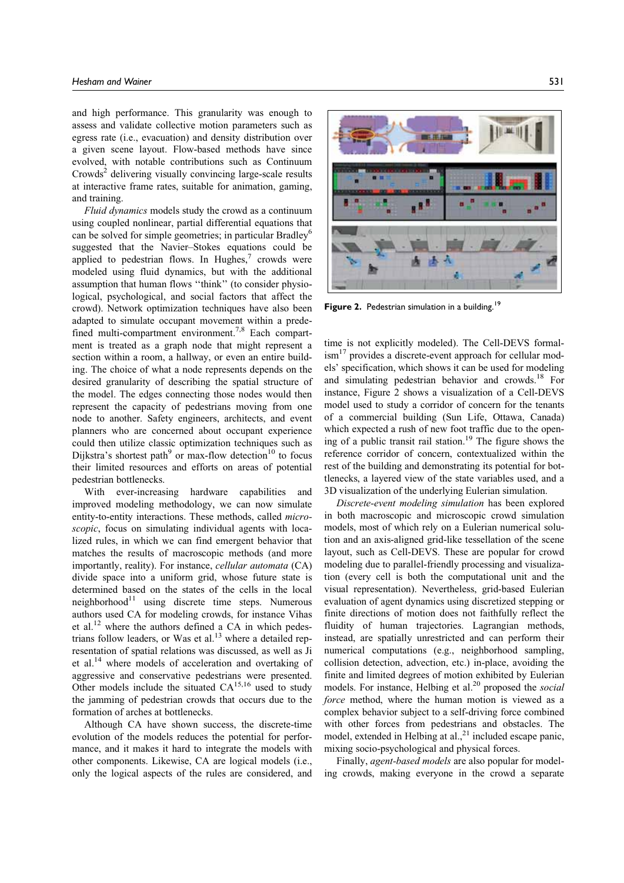and high performance. This granularity was enough to assess and validate collective motion parameters such as egress rate (i.e., evacuation) and density distribution over a given scene layout. Flow-based methods have since evolved, with notable contributions such as Continuum Crowds[2] delivering visually convincing large-scale results at interactive frame rates, suitable for animation, gaming, and training.

*Fluid dynamics* models study the crowd as a continuum using coupled nonlinear, partial differential equations that can be solved for simple geometries; in particular Bradley[6] suggested that the Navier–Stokes equations could be applied to pedestrian flows. In Hughes,[7] crowds were modeled using fluid dynamics, but with the additional assumption that human flows ''think'' (to consider physiological, psychological, and social factors that affect the crowd). Network optimization techniques have also been adapted to simulate occupant movement within a predefined multi-compartment environment.[7,8] Each compartment is treated as a graph node that might represent a section within a room, a hallway, or even an entire building. The choice of what a node represents depends on the desired granularity of describing the spatial structure of the model. The edges connecting those nodes would then represent the capacity of pedestrians moving from one node to another. Safety engineers, architects, and event planners who are concerned about occupant experience could then utilize classic optimization techniques such as Dijkstra's shortest path[9] or max-flow detection[10] to focus their limited resources and efforts on areas of potential pedestrian bottlenecks.

With ever-increasing hardware capabilities and improved modeling methodology, we can now simulate entity-to-entity interactions. These methods, called *microscopic*, focus on simulating individual agents with localized rules, in which we can find emergent behavior that matches the results of macroscopic methods (and more importantly, reality). For instance, *cellular automata* (CA) divide space into a uniform grid, whose future state is determined based on the states of the cells in the local neighborhood[11] using discrete time steps. Numerous authors used CA for modeling crowds, for instance Vihas et al.[12] where the authors defined a CA in which pedestrians follow leaders, or Was et al.[13] where a detailed representation of spatial relations was discussed, as well as Ji et al.[14] where models of acceleration and overtaking of aggressive and conservative pedestrians were presented. Other models include the situated CA[15,16] used to study the jamming of pedestrian crowds that occurs due to the formation of arches at bottlenecks.

Although CA have shown success, the discrete-time evolution of the models reduces the potential for performance, and it makes it hard to integrate the models with other components. Likewise, CA are logical models (i.e., only the logical aspects of the rules are considered, and time is not explicitly modeled). The Cell-DEVS formalism[17] provides a discrete-event approach for cellular models' specification, which shows it can be used for modeling and simulating pedestrian behavior and crowds.[18] For instance, Figure 2 shows a visualization of a Cell-DEVS model used to study a corridor of concern for the tenants of a commercial building (Sun Life, Ottawa, Canada) which expected a rush of new foot traffic due to the opening of a public transit rail station.[19] The figure shows the reference corridor of concern, contextualized within the rest of the building and demonstrating its potential for bottlenecks, a layered view of the state variables used, and a 3D visualization of the underlying Eulerian simulation.

**Figure 2.** Pedestrian simulation in a building.[19]

*Discrete-event modeling simulation* has been explored in both macroscopic and microscopic crowd simulation models, most of which rely on a Eulerian numerical solution and an axis-aligned grid-like tessellation of the scene layout, such as Cell-DEVS. These are popular for crowd modeling due to parallel-friendly processing and visualization (every cell is both the computational unit and the visual representation). Nevertheless, grid-based Eulerian evaluation of agent dynamics using discretized stepping or finite directions of motion does not faithfully reflect the fluidity of human trajectories. Lagrangian methods, instead, are spatially unrestricted and can perform their numerical computations (e.g., neighborhood sampling, collision detection, advection, etc.) in-place, avoiding the finite and limited degrees of motion exhibited by Eulerian models. For instance, Helbing et al.[20] proposed the *social force* method, where the human motion is viewed as a complex behavior subject to a self-driving force combined with other forces from pedestrians and obstacles. The model, extended in Helbing at al.,[21] included escape panic, mixing socio-psychological and physical forces.

Finally, *agent-based models* are also popular for modeling crowds, making everyone in the crowd a separate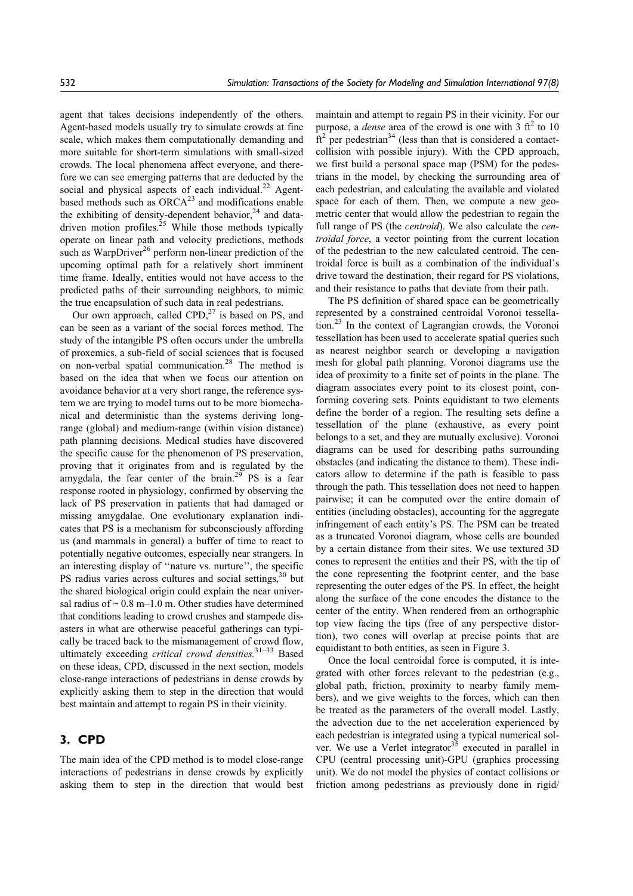agent that takes decisions independently of the others. Agent-based models usually try to simulate crowds at fine scale, which makes them computationally demanding and more suitable for short-term simulations with small-sized crowds. The local phenomena affect everyone, and therefore we can see emerging patterns that are deducted by the social and physical aspects of each individual.[22] Agent-based methods such as ORCA[23] and modifications enable the exhibiting of density-dependent behavior,[24] and data-driven motion profiles.[25] While those methods typically operate on linear path and velocity predictions, methods such as WarpDriver[26] perform non-linear prediction of the upcoming optimal path for a relatively short imminent time frame. Ideally, entities would not have access to the predicted paths of their surrounding neighbors, to mimic the true encapsulation of such data in real pedestrians.

Our own approach, called CPD,[27] is based on PS, and can be seen as a variant of the social forces method. The study of the intangible PS often occurs under the umbrella of proxemics, a sub-field of social sciences that is focused on non-verbal spatial communication.[28] The method is based on the idea that when we focus our attention on avoidance behavior at a very short range, the reference system we are trying to model turns out to be more biomechanical and deterministic than the systems deriving long-range (global) and medium-range (within vision distance) path planning decisions. Medical studies have discovered the specific cause for the phenomenon of PS preservation, proving that it originates from and is regulated by the amygdala, the fear center of the brain.[29] PS is a fear response rooted in physiology, confirmed by observing the lack of PS preservation in patients that had damaged or missing amygdalae. One evolutionary explanation indicates that PS is a mechanism for subconsciously affording us (and mammals in general) a buffer of time to react to potentially negative outcomes, especially near strangers. In an interesting display of ''nature vs. nurture'', the specific PS radius varies across cultures and social settings,[30] but the shared biological origin could explain the near universal radius of ~ 0.8 m–1.0 m. Other studies have determined that conditions leading to crowd crushes and stampede disasters in what are otherwise peaceful gatherings can typically be traced back to the mismanagement of crowd flow, ultimately exceeding *critical crowd densities.*[31–33] Based on these ideas, CPD, discussed in the next section, models close-range interactions of pedestrians in dense crowds by explicitly asking them to step in the direction that would best maintain and attempt to regain PS in their vicinity.

## 3. CPD

The main idea of the CPD method is to model close-range interactions of pedestrians in dense crowds by explicitly asking them to step in the direction that would best maintain and attempt to regain PS in their vicinity. For our purpose, a *dense* area of the crowd is one with 3 $ft^2$ to 10 $ft^2$ per pedestrian[34] (less than that is considered a contact-collision with possible injury). With the CPD approach, we first build a personal space map (PSM) for the pedestrians in the model, by checking the surrounding area of each pedestrian, and calculating the available and violated space for each of them. Then, we compute a new geometric center that would allow the pedestrian to regain the full range of PS (the *centroid*). We also calculate the *centroidal force*, a vector pointing from the current location of the pedestrian to the new calculated centroid. The centroidal force is built as a combination of the individual's drive toward the destination, their regard for PS violations, and their resistance to paths that deviate from their path.

The PS definition of shared space can be geometrically represented by a constrained centroidal Voronoi tessellation.[23] In the context of Lagrangian crowds, the Voronoi tessellation has been used to accelerate spatial queries such as nearest neighbor search or developing a navigation mesh for global path planning. Voronoi diagrams use the idea of proximity to a finite set of points in the plane. The diagram associates every point to its closest point, conforming covering sets. Points equidistant to two elements define the border of a region. The resulting sets define a tessellation of the plane (exhaustive, as every point belongs to a set, and they are mutually exclusive). Voronoi diagrams can be used for describing paths surrounding obstacles (and indicating the distance to them). These indicators allow to determine if the path is feasible to pass through the path. This tessellation does not need to happen pairwise; it can be computed over the entire domain of entities (including obstacles), accounting for the aggregate infringement of each entity's PS. The PSM can be treated as a truncated Voronoi diagram, whose cells are bounded by a certain distance from their sites. We use textured 3D cones to represent the entities and their PS, with the tip of the cone representing the footprint center, and the base representing the outer edges of the PS. In effect, the height along the surface of the cone encodes the distance to the center of the entity. When rendered from an orthographic top view facing the tips (free of any perspective distortion), two cones will overlap at precise points that are equidistant to both entities, as seen in Figure 3.

Once the local centroidal force is computed, it is integrated with other forces relevant to the pedestrian (e.g., global path, friction, proximity to nearby family members), and we give weights to the forces, which can then be treated as the parameters of the overall model. Lastly, the advection due to the net acceleration experienced by each pedestrian is integrated using a typical numerical solver. We use a Verlet integrator[35] executed in parallel in CPU (central processing unit)-GPU (graphics processing unit). We do not model the physics of contact collisions or friction among pedestrians as previously done in rigid/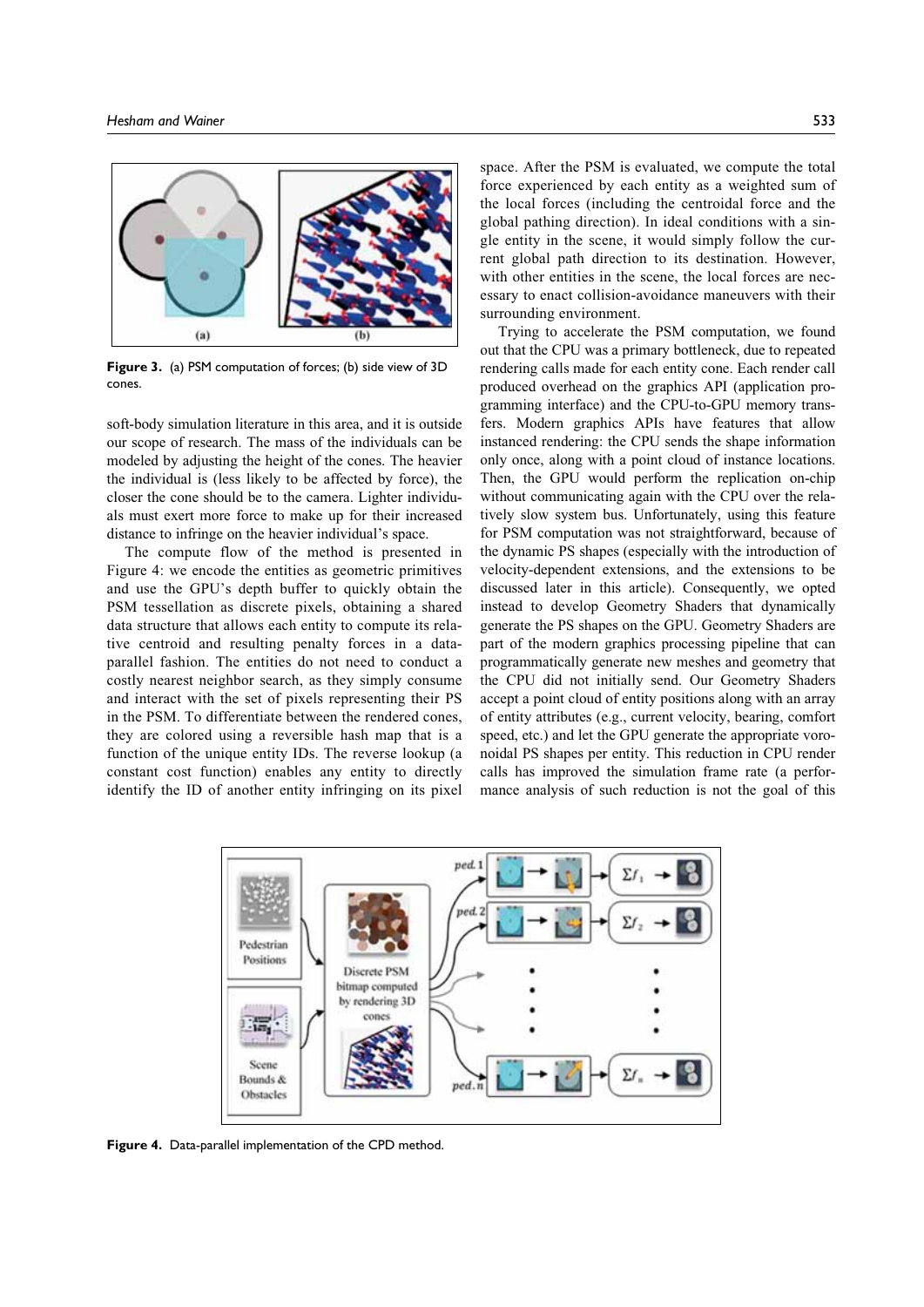Figure 3. (a) PSM computation of forces; (b) side view of 3D cones.

soft-body simulation literature in this area, and it is outside our scope of research. The mass of the individuals can be modeled by adjusting the height of the cones. The heavier the individual is (less likely to be affected by force), the closer the cone should be to the camera. Lighter individuals must exert more force to make up for their increased distance to infringe on the heavier individual's space.

The compute flow of the method is presented in Figure 4: we encode the entities as geometric primitives and use the GPU's depth buffer to quickly obtain the PSM tessellation as discrete pixels, obtaining a shared data structure that allows each entity to compute its relative centroid and resulting penalty forces in a data-parallel fashion. The entities do not need to conduct a costly nearest neighbor search, as they simply consume and interact with the set of pixels representing their PS in the PSM. To differentiate between the rendered cones, they are colored using a reversible hash map that is a function of the unique entity IDs. The reverse lookup (a constant cost function) enables any entity to directly identify the ID of another entity infringing on its pixel space. After the PSM is evaluated, we compute the total force experienced by each entity as a weighted sum of the local forces (including the centroidal force and the global pathing direction). In ideal conditions with a single entity in the scene, it would simply follow the current global path direction to its destination. However, with other entities in the scene, the local forces are necessary to enact collision-avoidance maneuvers with their surrounding environment.

Trying to accelerate the PSM computation, we found out that the CPU was a primary bottleneck, due to repeated rendering calls made for each entity cone. Each render call produced overhead on the graphics API (application programming interface) and the CPU-to-GPU memory transfers. Modern graphics APIs have features that allow instanced rendering: the CPU sends the shape information only once, along with a point cloud of instance locations. Then, the GPU would perform the replication on-chip without communicating again with the CPU over the relatively slow system bus. Unfortunately, using this feature for PSM computation was not straightforward, because of the dynamic PS shapes (especially with the introduction of velocity-dependent extensions, and the extensions to be discussed later in this article). Consequently, we opted instead to develop Geometry Shaders that dynamically generate the PS shapes on the GPU. Geometry Shaders are part of the modern graphics processing pipeline that can programmatically generate new meshes and geometry that the CPU did not initially send. Our Geometry Shaders accept a point cloud of entity positions along with an array of entity attributes (e.g., current velocity, bearing, comfort speed, etc.) and let the GPU generate the appropriate voronoidal PS shapes per entity. This reduction in CPU render calls has improved the simulation frame rate (a performance analysis of such reduction is not the goal of this

Figure 4. Data-parallel implementation of the CPD method.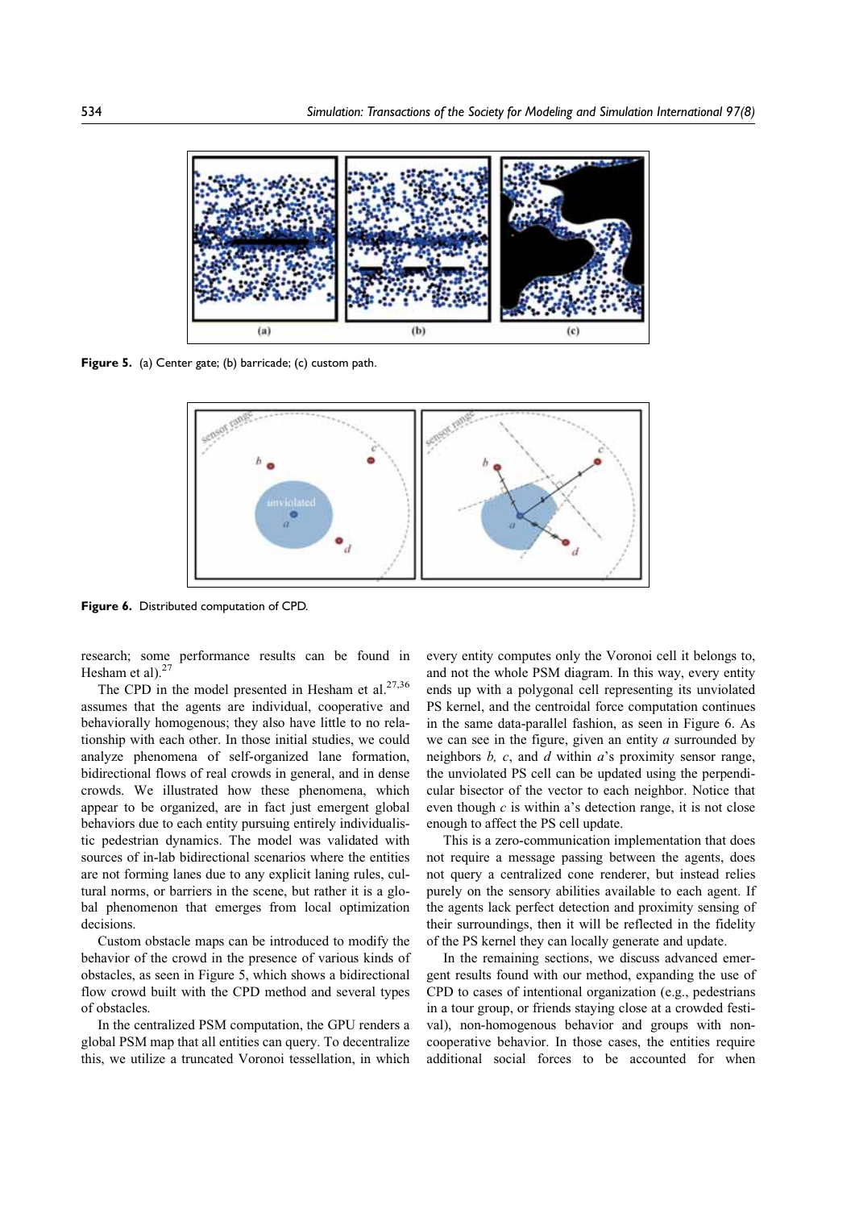**Figure 5.** (a) Center gate; (b) barricade; (c) custom path.

**Figure 6.** Distributed computation of CPD.

research; some performance results can be found in Hesham et al).[27]

The CPD in the model presented in Hesham et al.[27,36] assumes that the agents are individual, cooperative and behaviorally homogenous; they also have little to no relationship with each other. In those initial studies, we could analyze phenomena of self-organized lane formation, bidirectional flows of real crowds in general, and in dense crowds. We illustrated how these phenomena, which appear to be organized, are in fact just emergent global behaviors due to each entity pursuing entirely individualistic pedestrian dynamics. The model was validated with sources of in-lab bidirectional scenarios where the entities are not forming lanes due to any explicit laning rules, cultural norms, or barriers in the scene, but rather it is a global phenomenon that emerges from local optimization decisions.

Custom obstacle maps can be introduced to modify the behavior of the crowd in the presence of various kinds of obstacles, as seen in Figure 5, which shows a bidirectional flow crowd built with the CPD method and several types of obstacles.

In the centralized PSM computation, the GPU renders a global PSM map that all entities can query. To decentralize this, we utilize a truncated Voronoi tessellation, in which every entity computes only the Voronoi cell it belongs to, and not the whole PSM diagram. In this way, every entity ends up with a polygonal cell representing its unviolated PS kernel, and the centroidal force computation continues in the same data-parallel fashion, as seen in Figure 6. As we can see in the figure, given an entity *a* surrounded by neighbors *b, c*, and *d* within *a*'s proximity sensor range, the unviolated PS cell can be updated using the perpendicular bisector of the vector to each neighbor. Notice that even though *c* is within a's detection range, it is not close enough to affect the PS cell update.

This is a zero-communication implementation that does not require a message passing between the agents, does not query a centralized cone renderer, but instead relies purely on the sensory abilities available to each agent. If the agents lack perfect detection and proximity sensing of their surroundings, then it will be reflected in the fidelity of the PS kernel they can locally generate and update.

In the remaining sections, we discuss advanced emergent results found with our method, expanding the use of CPD to cases of intentional organization (e.g., pedestrians in a tour group, or friends staying close at a crowded festival), non-homogenous behavior and groups with non-cooperative behavior. In those cases, the entities require additional social forces to be accounted for when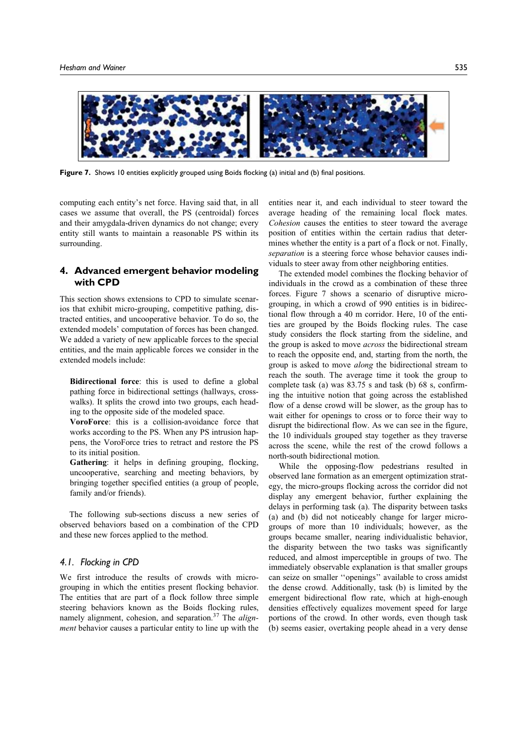Figure 7. Shows 10 entities explicitly grouped using Boids flocking (a) initial and (b) final positions.

computing each entity's net force. Having said that, in all cases we assume that overall, the PS (centroidal) forces and their amygdala-driven dynamics do not change; every entity still wants to maintain a reasonable PS within its surrounding.

## 4. Advanced emergent behavior modeling with CPD

This section shows extensions to CPD to simulate scenarios that exhibit micro-grouping, competitive pathing, distracted entities, and uncooperative behavior. To do so, the extended models' computation of forces has been changed. We added a variety of new applicable forces to the special entities, and the main applicable forces we consider in the extended models include:

**Bidirectional force**: this is used to define a global pathing force in bidirectional settings (hallways, crosswalks). It splits the crowd into two groups, each heading to the opposite side of the modeled space.

**VoroForce**: this is a collision-avoidance force that works according to the PS. When any PS intrusion happens, the VoroForce tries to retract and restore the PS to its initial position.

**Gathering**: it helps in defining grouping, flocking, uncooperative, searching and meeting behaviors, by bringing together specified entities (a group of people, family and/or friends).

The following sub-sections discuss a new series of observed behaviors based on a combination of the CPD and these new forces applied to the method.

### 4.1. Flocking in CPD

We first introduce the results of crowds with micro-grouping in which the entities present flocking behavior. The entities that are part of a flock follow three simple steering behaviors known as the Boids flocking rules, namely alignment, cohesion, and separation.[37] The *alignment* behavior causes a particular entity to line up with the entities near it, and each individual to steer toward the average heading of the remaining local flock mates. *Cohesion* causes the entities to steer toward the average position of entities within the certain radius that determines whether the entity is a part of a flock or not. Finally, *separation* is a steering force whose behavior causes individuals to steer away from other neighboring entities.

The extended model combines the flocking behavior of individuals in the crowd as a combination of these three forces. Figure 7 shows a scenario of disruptive micro-grouping, in which a crowd of 990 entities is in bidirectional flow through a 40 m corridor. Here, 10 of the entities are grouped by the Boids flocking rules. The case study considers the flock starting from the sideline, and the group is asked to move *across* the bidirectional stream to reach the opposite end, and, starting from the north, the group is asked to move *along* the bidirectional stream to reach the south. The average time it took the group to complete task (a) was 83.75 s and task (b) 68 s, confirming the intuitive notion that going across the established flow of a dense crowd will be slower, as the group has to wait either for openings to cross or to force their way to disrupt the bidirectional flow. As we can see in the figure, the 10 individuals grouped stay together as they traverse across the scene, while the rest of the crowd follows a north-south bidirectional motion.

While the opposing-flow pedestrians resulted in observed lane formation as an emergent optimization strategy, the micro-groups flocking across the corridor did not display any emergent behavior, further explaining the delays in performing task (a). The disparity between tasks (a) and (b) did not noticeably change for larger micro-groups of more than 10 individuals; however, as the groups became smaller, nearing individualistic behavior, the disparity between the two tasks was significantly reduced, and almost imperceptible in groups of two. The immediately observable explanation is that smaller groups can seize on smaller ''openings'' available to cross amidst the dense crowd. Additionally, task (b) is limited by the emergent bidirectional flow rate, which at high-enough densities effectively equalizes movement speed for large portions of the crowd. In other words, even though task (b) seems easier, overtaking people ahead in a very dense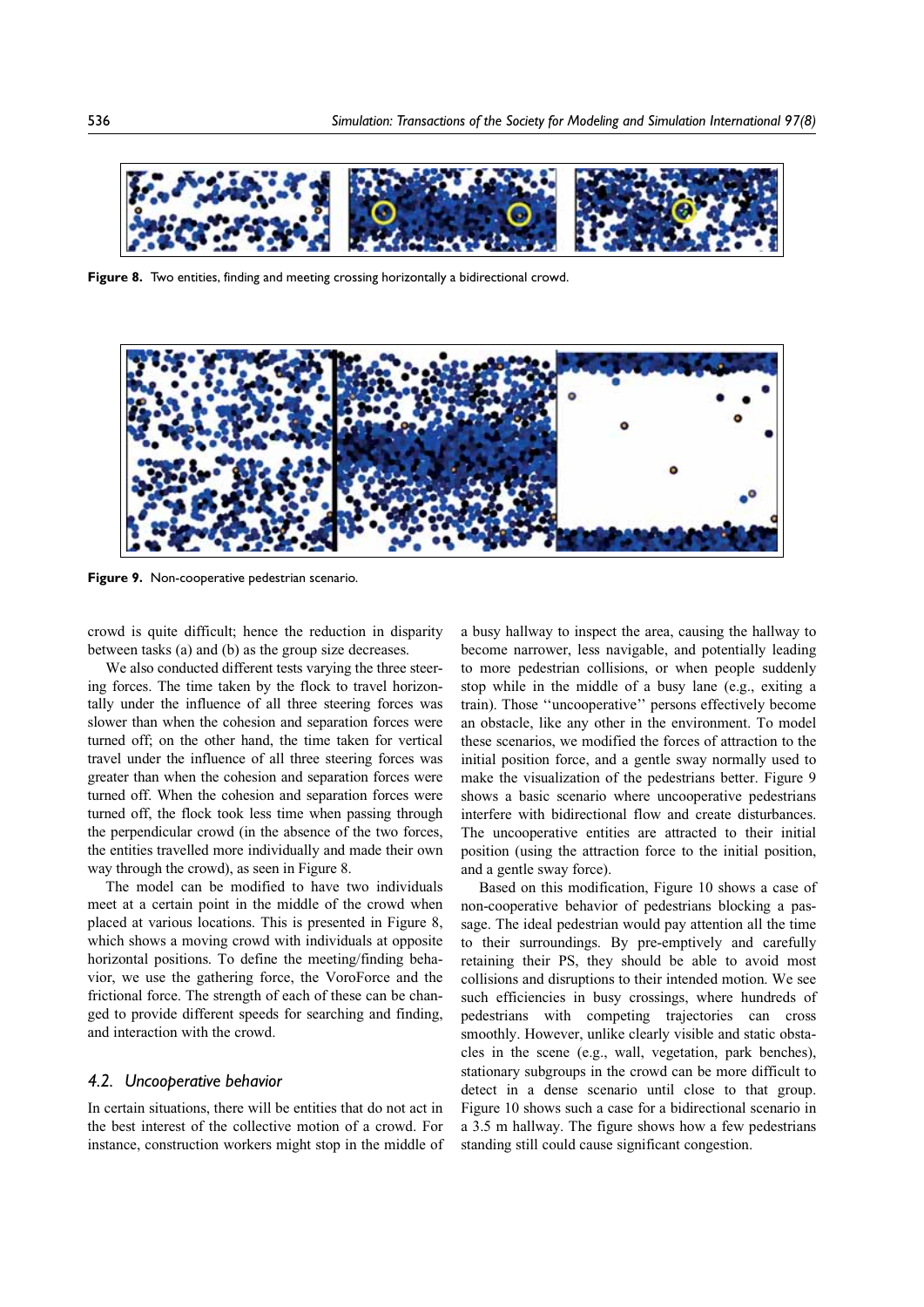Figure 8. Two entities, finding and meeting crossing horizontally a bidirectional crowd.

Figure 9. Non-cooperative pedestrian scenario.

crowd is quite difficult; hence the reduction in disparity between tasks (a) and (b) as the group size decreases.

We also conducted different tests varying the three steering forces. The time taken by the flock to travel horizontally under the influence of all three steering forces was slower than when the cohesion and separation forces were turned off; on the other hand, the time taken for vertical travel under the influence of all three steering forces was greater than when the cohesion and separation forces were turned off. When the cohesion and separation forces were turned off, the flock took less time when passing through the perpendicular crowd (in the absence of the two forces, the entities travelled more individually and made their own way through the crowd), as seen in Figure 8.

The model can be modified to have two individuals meet at a certain point in the middle of the crowd when placed at various locations. This is presented in Figure 8, which shows a moving crowd with individuals at opposite horizontal positions. To define the meeting/finding behavior, we use the gathering force, the VoroForce and the frictional force. The strength of each of these can be changed to provide different speeds for searching and finding, and interaction with the crowd.

### *4.2. Uncooperative behavior*

In certain situations, there will be entities that do not act in the best interest of the collective motion of a crowd. For instance, construction workers might stop in the middle of a busy hallway to inspect the area, causing the hallway to become narrower, less navigable, and potentially leading to more pedestrian collisions, or when people suddenly stop while in the middle of a busy lane (e.g., exiting a train). Those ''uncooperative'' persons effectively become an obstacle, like any other in the environment. To model these scenarios, we modified the forces of attraction to the initial position force, and a gentle sway normally used to make the visualization of the pedestrians better. Figure 9 shows a basic scenario where uncooperative pedestrians interfere with bidirectional flow and create disturbances. The uncooperative entities are attracted to their initial position (using the attraction force to the initial position, and a gentle sway force).

Based on this modification, Figure 10 shows a case of non-cooperative behavior of pedestrians blocking a passage. The ideal pedestrian would pay attention all the time to their surroundings. By pre-emptively and carefully retaining their PS, they should be able to avoid most collisions and disruptions to their intended motion. We see such efficiencies in busy crossings, where hundreds of pedestrians with competing trajectories can cross smoothly. However, unlike clearly visible and static obstacles in the scene (e.g., wall, vegetation, park benches), stationary subgroups in the crowd can be more difficult to detect in a dense scenario until close to that group. Figure 10 shows such a case for a bidirectional scenario in a 3.5 m hallway. The figure shows how a few pedestrians standing still could cause significant congestion.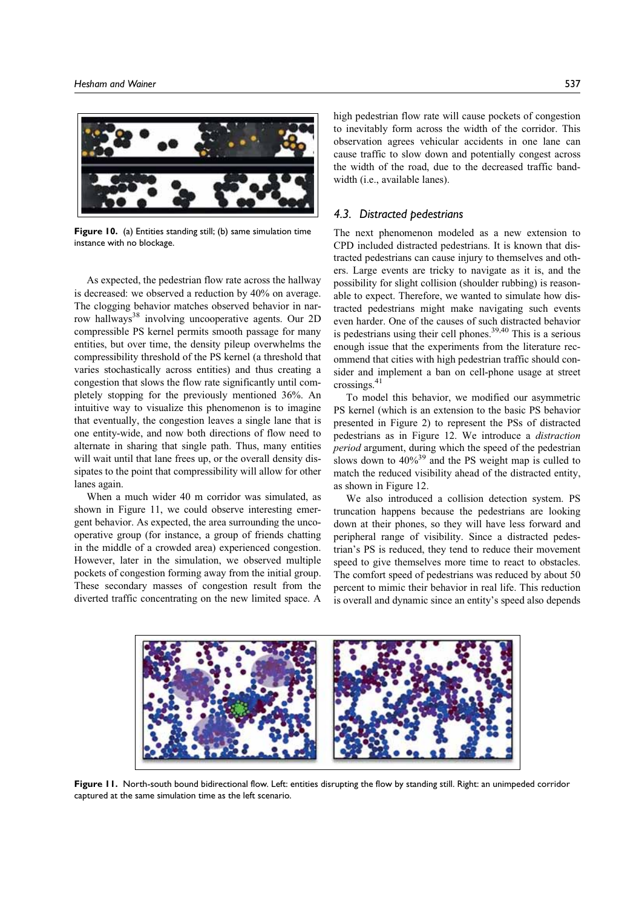Figure 10. (a) Entities standing still; (b) same simulation time instance with no blockage.

As expected, the pedestrian flow rate across the hallway is decreased: we observed a reduction by 40% on average. The clogging behavior matches observed behavior in narrow hallways[38] involving uncooperative agents. Our 2D compressible PS kernel permits smooth passage for many entities, but over time, the density pileup overwhelms the compressibility threshold of the PS kernel (a threshold that varies stochastically across entities) and thus creating a congestion that slows the flow rate significantly until completely stopping for the previously mentioned 36%. An intuitive way to visualize this phenomenon is to imagine that eventually, the congestion leaves a single lane that is one entity-wide, and now both directions of flow need to alternate in sharing that single path. Thus, many entities will wait until that lane frees up, or the overall density dissipates to the point that compressibility will allow for other lanes again.

When a much wider 40 m corridor was simulated, as shown in Figure 11, we could observe interesting emergent behavior. As expected, the area surrounding the uncooperative group (for instance, a group of friends chatting in the middle of a crowded area) experienced congestion. However, later in the simulation, we observed multiple pockets of congestion forming away from the initial group. These secondary masses of congestion result from the diverted traffic concentrating on the new limited space. A high pedestrian flow rate will cause pockets of congestion to inevitably form across the width of the corridor. This observation agrees vehicular accidents in one lane can cause traffic to slow down and potentially congest across the width of the road, due to the decreased traffic bandwidth (i.e., available lanes).

### 4.3. Distracted pedestrians

The next phenomenon modeled as a new extension to CPD included distracted pedestrians. It is known that distracted pedestrians can cause injury to themselves and others. Large events are tricky to navigate as it is, and the possibility for slight collision (shoulder rubbing) is reasonable to expect. Therefore, we wanted to simulate how distracted pedestrians might make navigating such events even harder. One of the causes of such distracted behavior is pedestrians using their cell phones.[39,40] This is a serious enough issue that the experiments from the literature recommend that cities with high pedestrian traffic should consider and implement a ban on cell-phone usage at street crossings.[41]

To model this behavior, we modified our asymmetric PS kernel (which is an extension to the basic PS behavior presented in Figure 2) to represent the PSs of distracted pedestrians as in Figure 12. We introduce a *distraction period* argument, during which the speed of the pedestrian slows down to 40%[39] and the PS weight map is culled to match the reduced visibility ahead of the distracted entity, as shown in Figure 12.

We also introduced a collision detection system. PS truncation happens because the pedestrians are looking down at their phones, so they will have less forward and peripheral range of visibility. Since a distracted pedestrian's PS is reduced, they tend to reduce their movement speed to give themselves more time to react to obstacles. The comfort speed of pedestrians was reduced by about 50 percent to mimic their behavior in real life. This reduction is overall and dynamic since an entity's speed also depends

Figure 11. North-south bound bidirectional flow. Left: entities disrupting the flow by standing still. Right: an unimpeded corridor captured at the same simulation time as the left scenario.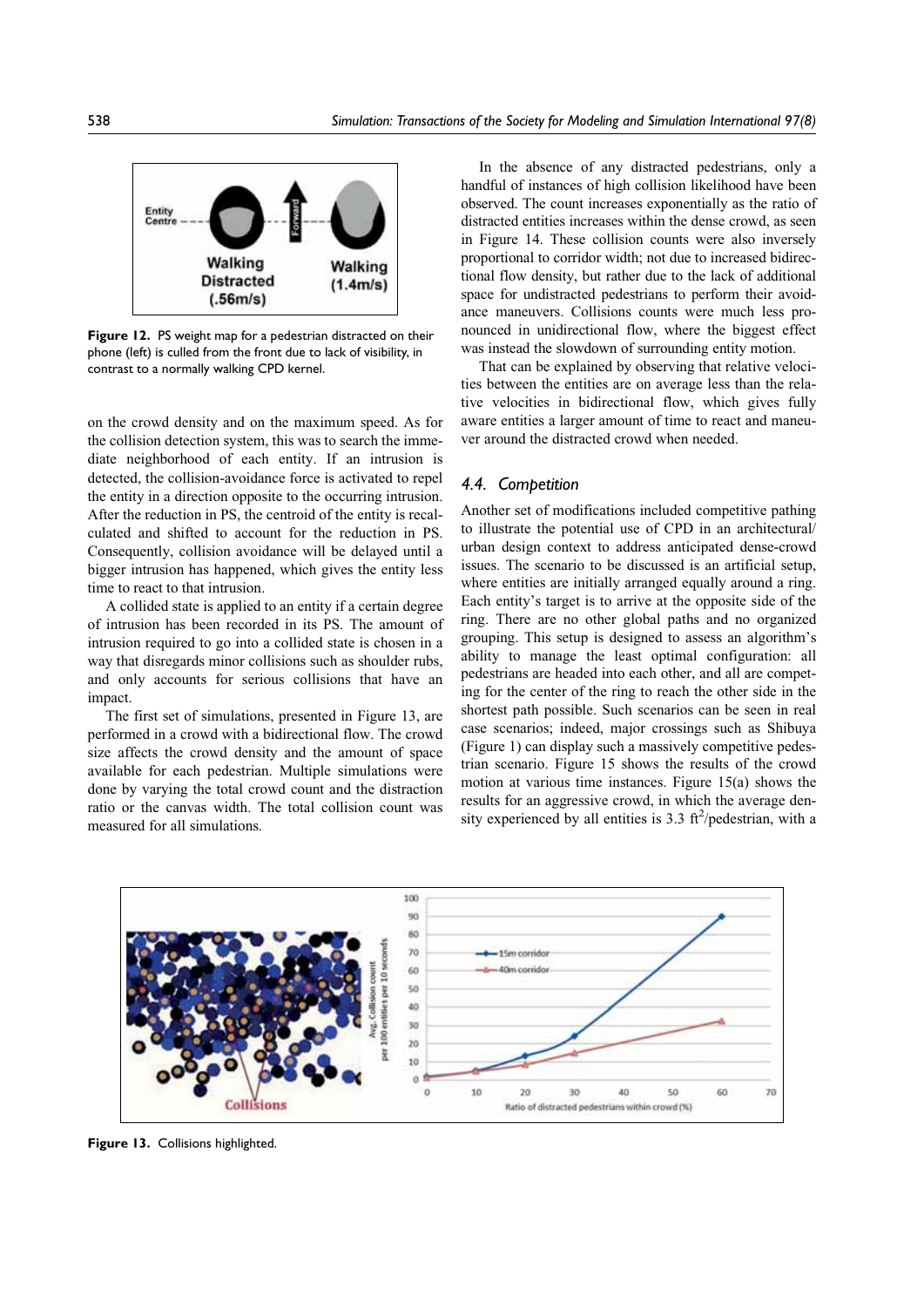Figure 12. PS weight map for a pedestrian distracted on their phone (left) is culled from the front due to lack of visibility, in contrast to a normally walking CPD kernel.

on the crowd density and on the maximum speed. As for the collision detection system, this was to search the immediate neighborhood of each entity. If an intrusion is detected, the collision-avoidance force is activated to repel the entity in a direction opposite to the occurring intrusion. After the reduction in PS, the centroid of the entity is recalculated and shifted to account for the reduction in PS. Consequently, collision avoidance will be delayed until a bigger intrusion has happened, which gives the entity less time to react to that intrusion.

A collided state is applied to an entity if a certain degree of intrusion has been recorded in its PS. The amount of intrusion required to go into a collided state is chosen in a way that disregards minor collisions such as shoulder rubs, and only accounts for serious collisions that have an impact.

The first set of simulations, presented in Figure 13, are performed in a crowd with a bidirectional flow. The crowd size affects the crowd density and the amount of space available for each pedestrian. Multiple simulations were done by varying the total crowd count and the distraction ratio or the canvas width. The total collision count was measured for all simulations.

In the absence of any distracted pedestrians, only a handful of instances of high collision likelihood have been observed. The count increases exponentially as the ratio of distracted entities increases within the dense crowd, as seen in Figure 14. These collision counts were also inversely proportional to corridor width; not due to increased bidirectional flow density, but rather due to the lack of additional space for undistracted pedestrians to perform their avoidance maneuvers. Collisions counts were much less pronounced in unidirectional flow, where the biggest effect was instead the slowdown of surrounding entity motion.

That can be explained by observing that relative velocities between the entities are on average less than the relative velocities in bidirectional flow, which gives fully aware entities a larger amount of time to react and maneuver around the distracted crowd when needed.

### 4.4. Competition

Another set of modifications included competitive pathing to illustrate the potential use of CPD in an architectural/urban design context to address anticipated dense-crowd issues. The scenario to be discussed is an artificial setup, where entities are initially arranged equally around a ring. Each entity's target is to arrive at the opposite side of the ring. There are no other global paths and no organized grouping. This setup is designed to assess an algorithm's ability to manage the least optimal configuration: all pedestrians are headed into each other, and all are competing for the center of the ring to reach the other side in the shortest path possible. Such scenarios can be seen in real case scenarios; indeed, major crossings such as Shibuya (Figure 1) can display such a massively competitive pedestrian scenario. Figure 15 shows the results of the crowd motion at various time instances. Figure 15(a) shows the results for an aggressive crowd, in which the average density experienced by all entities is 3.3 $ft^2$/pedestrian, with a

Figure 13. Collisions highlighted.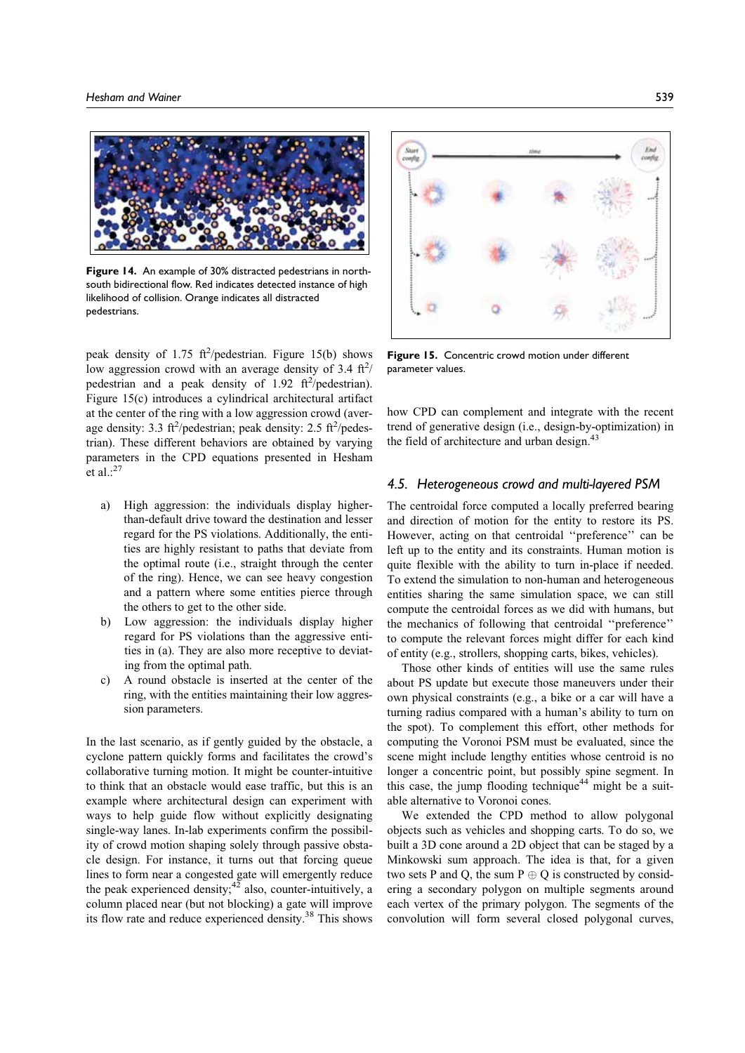Figure 14. An example of 30% distracted pedestrians in north-south bidirectional flow. Red indicates detected instance of high likelihood of collision. Orange indicates all distracted pedestrians.

peak density of 1.75 $ft^2$/pedestrian. Figure 15(b) shows low aggression crowd with an average density of 3.4 $ft^2$/pedestrian and a peak density of 1.92 $ft^2$/pedestrian). Figure 15(c) introduces a cylindrical architectural artifact at the center of the ring with a low aggression crowd (average density: 3.3 $ft^2$/pedestrian; peak density: 2.5 $ft^2$/pedestrian). These different behaviors are obtained by varying parameters in the CPD equations presented in Hesham et al.:[27]

a) High aggression: the individuals display higher-than-default drive toward the destination and lesser regard for the PS violations. Additionally, the entities are highly resistant to paths that deviate from the optimal route (i.e., straight through the center of the ring). Hence, we can see heavy congestion and a pattern where some entities pierce through the others to get to the other side.
b) Low aggression: the individuals display higher regard for PS violations than the aggressive entities in (a). They are also more receptive to deviating from the optimal path.
c) A round obstacle is inserted at the center of the ring, with the entities maintaining their low aggression parameters.

In the last scenario, as if gently guided by the obstacle, a cyclone pattern quickly forms and facilitates the crowd's collaborative turning motion. It might be counter-intuitive to think that an obstacle would ease traffic, but this is an example where architectural design can experiment with ways to help guide flow without explicitly designating single-way lanes. In-lab experiments confirm the possibility of crowd motion shaping solely through passive obstacle design. For instance, it turns out that forcing queue lines to form near a congested gate will emergently reduce the peak experienced density;[42] also, counter-intuitively, a column placed near (but not blocking) a gate will improve its flow rate and reduce experienced density.[38] This shows how CPD can complement and integrate with the recent trend of generative design (i.e., design-by-optimization) in the field of architecture and urban design.[43]

Figure 15. Concentric crowd motion under different parameter values.

### 4.5. Heterogeneous crowd and multi-layered PSM

The centroidal force computed a locally preferred bearing and direction of motion for the entity to restore its PS. However, acting on that centroidal ''preference'' can be left up to the entity and its constraints. Human motion is quite flexible with the ability to turn in-place if needed. To extend the simulation to non-human and heterogeneous entities sharing the same simulation space, we can still compute the centroidal forces as we did with humans, but the mechanics of following that centroidal ''preference'' to compute the relevant forces might differ for each kind of entity (e.g., strollers, shopping carts, bikes, vehicles).

Those other kinds of entities will use the same rules about PS update but execute those maneuvers under their own physical constraints (e.g., a bike or a car will have a turning radius compared with a human's ability to turn on the spot). To complement this effort, other methods for computing the Voronoi PSM must be evaluated, since the scene might include lengthy entities whose centroid is no longer a concentric point, but possibly spine segment. In this case, the jump flooding technique[44] might be a suitable alternative to Voronoi cones.

We extended the CPD method to allow polygonal objects such as vehicles and shopping carts. To do so, we built a 3D cone around a 2D object that can be staged by a Minkowski sum approach. The idea is that, for a given two sets P and Q, the sum $P \oplus Q$ is constructed by considering a secondary polygon on multiple segments around each vertex of the primary polygon. The segments of the convolution will form several closed polygonal curves,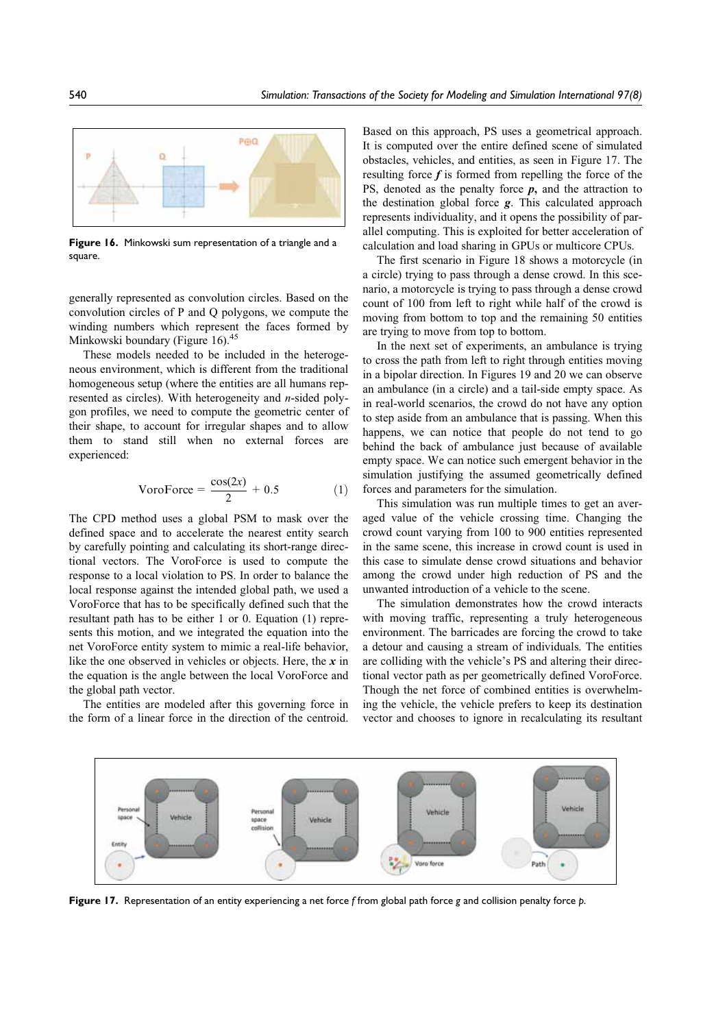Figure 16. Minkowski sum representation of a triangle and a square.

generally represented as convolution circles. Based on the convolution circles of P and Q polygons, we compute the winding numbers which represent the faces formed by Minkowski boundary (Figure 16).[45]

These models needed to be included in the heterogeneous environment, which is different from the traditional homogeneous setup (where the entities are all humans represented as circles). With heterogeneity and $n$-sided polygon profiles, we need to compute the geometric center of their shape, to account for irregular shapes and to allow them to stand still when no external forces are experienced:

$$\text{VoroForce} = \frac{\cos(2x)}{2} + 0.5 \tag{1}$$

The CPD method uses a global PSM to mask over the defined space and to accelerate the nearest entity search by carefully pointing and calculating its short-range directional vectors. The VoroForce is used to compute the response to a local violation to PS. In order to balance the local response against the intended global path, we used a VoroForce that has to be specifically defined such that the resultant path has to be either 1 or 0. Equation (1) represents this motion, and we integrated the equation into the net VoroForce entity system to mimic a real-life behavior, like the one observed in vehicles or objects. Here, the $x$ in the equation is the angle between the local VoroForce and the global path vector.

The entities are modeled after this governing force in the form of a linear force in the direction of the centroid. Based on this approach, PS uses a geometrical approach. It is computed over the entire defined scene of simulated obstacles, vehicles, and entities, as seen in Figure 17. The resulting force $\boldsymbol{f}$ is formed from repelling the force of the PS, denoted as the penalty force $\boldsymbol{p}$, and the attraction to the destination global force $\boldsymbol{g}$. This calculated approach represents individuality, and it opens the possibility of parallel computing. This is exploited for better acceleration of calculation and load sharing in GPUs or multicore CPUs.

The first scenario in Figure 18 shows a motorcycle (in a circle) trying to pass through a dense crowd. In this scenario, a motorcycle is trying to pass through a dense crowd count of 100 from left to right while half of the crowd is moving from bottom to top and the remaining 50 entities are trying to move from top to bottom.

In the next set of experiments, an ambulance is trying to cross the path from left to right through entities moving in a bipolar direction. In Figures 19 and 20 we can observe an ambulance (in a circle) and a tail-side empty space. As in real-world scenarios, the crowd do not have any option to step aside from an ambulance that is passing. When this happens, we can notice that people do not tend to go behind the back of ambulance just because of available empty space. We can notice such emergent behavior in the simulation justifying the assumed geometrically defined forces and parameters for the simulation.

This simulation was run multiple times to get an averaged value of the vehicle crossing time. Changing the crowd count varying from 100 to 900 entities represented in the same scene, this increase in crowd count is used in this case to simulate dense crowd situations and behavior among the crowd under high reduction of PS and the unwanted introduction of a vehicle to the scene.

The simulation demonstrates how the crowd interacts with moving traffic, representing a truly heterogeneous environment. The barricades are forcing the crowd to take a detour and causing a stream of individuals. The entities are colliding with the vehicle's PS and altering their directional vector path as per geometrically defined VoroForce. Though the net force of combined entities is overwhelming the vehicle, the vehicle prefers to keep its destination vector and chooses to ignore in recalculating its resultant

Figure 17. Representation of an entity experiencing a net force $f$ from global path force $g$ and collision penalty force $p$.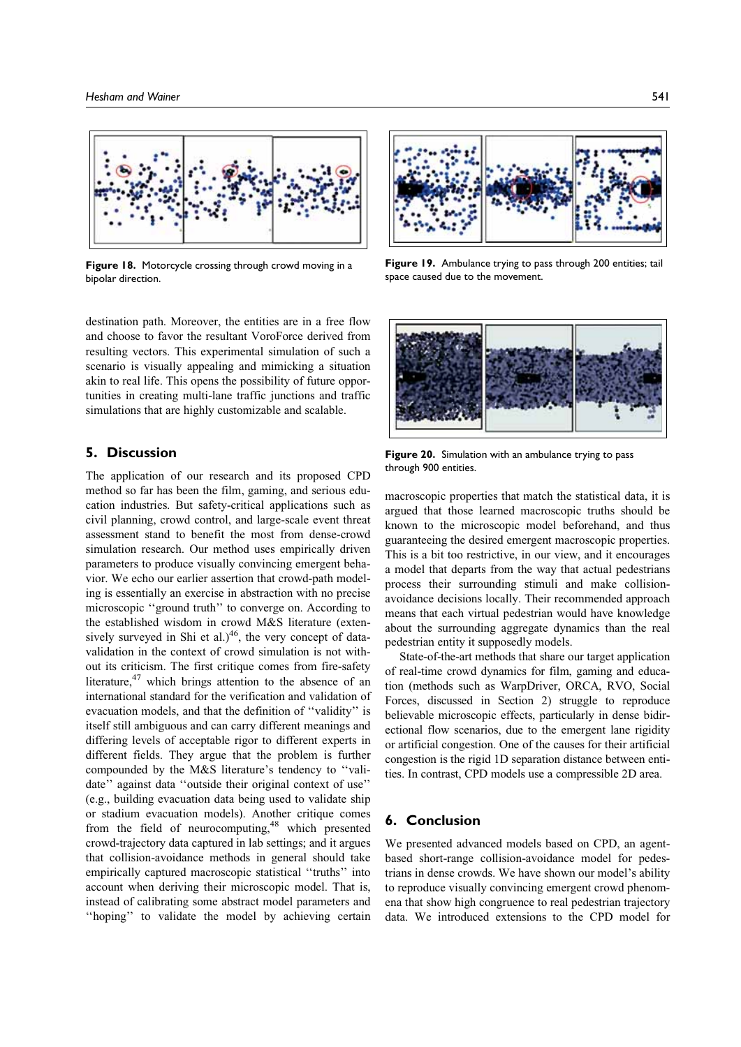Figure 18. Motorcycle crossing through crowd moving in a bipolar direction.

Figure 19. Ambulance trying to pass through 200 entities; tail space caused due to the movement.

Figure 20. Simulation with an ambulance trying to pass through 900 entities.

destination path. Moreover, the entities are in a free flow and choose to favor the resultant VoroForce derived from resulting vectors. This experimental simulation of such a scenario is visually appealing and mimicking a situation akin to real life. This opens the possibility of future opportunities in creating multi-lane traffic junctions and traffic simulations that are highly customizable and scalable.

## 5. Discussion

The application of our research and its proposed CPD method so far has been the film, gaming, and serious education industries. But safety-critical applications such as civil planning, crowd control, and large-scale event threat assessment stand to benefit the most from dense-crowd simulation research. Our method uses empirically driven parameters to produce visually convincing emergent behavior. We echo our earlier assertion that crowd-path modeling is essentially an exercise in abstraction with no precise microscopic ''ground truth'' to converge on. According to the established wisdom in crowd M&S literature (extensively surveyed in Shi et al.)[46], the very concept of data-validation in the context of crowd simulation is not without its criticism. The first critique comes from fire-safety literature,[47] which brings attention to the absence of an international standard for the verification and validation of evacuation models, and that the definition of ''validity'' is itself still ambiguous and can carry different meanings and differing levels of acceptable rigor to different experts in different fields. They argue that the problem is further compounded by the M&S literature's tendency to ''validate'' against data ''outside their original context of use'' (e.g., building evacuation data being used to validate ship or stadium evacuation models). Another critique comes from the field of neurocomputing,[48] which presented crowd-trajectory data captured in lab settings; and it argues that collision-avoidance methods in general should take empirically captured macroscopic statistical ''truths'' into account when deriving their microscopic model. That is, instead of calibrating some abstract model parameters and ''hoping'' to validate the model by achieving certain macroscopic properties that match the statistical data, it is argued that those learned macroscopic truths should be known to the microscopic model beforehand, and thus guaranteeing the desired emergent macroscopic properties. This is a bit too restrictive, in our view, and it encourages a model that departs from the way that actual pedestrians process their surrounding stimuli and make collision-avoidance decisions locally. Their recommended approach means that each virtual pedestrian would have knowledge about the surrounding aggregate dynamics than the real pedestrian entity it supposedly models.

State-of-the-art methods that share our target application of real-time crowd dynamics for film, gaming and education (methods such as WarpDriver, ORCA, RVO, Social Forces, discussed in Section 2) struggle to reproduce believable microscopic effects, particularly in dense bidirectional flow scenarios, due to the emergent lane rigidity or artificial congestion. One of the causes for their artificial congestion is the rigid 1D separation distance between entities. In contrast, CPD models use a compressible 2D area.

## 6. Conclusion

We presented advanced models based on CPD, an agent-based short-range collision-avoidance model for pedestrians in dense crowds. We have shown our model's ability to reproduce visually convincing emergent crowd phenomena that show high congruence to real pedestrian trajectory data. We introduced extensions to the CPD model for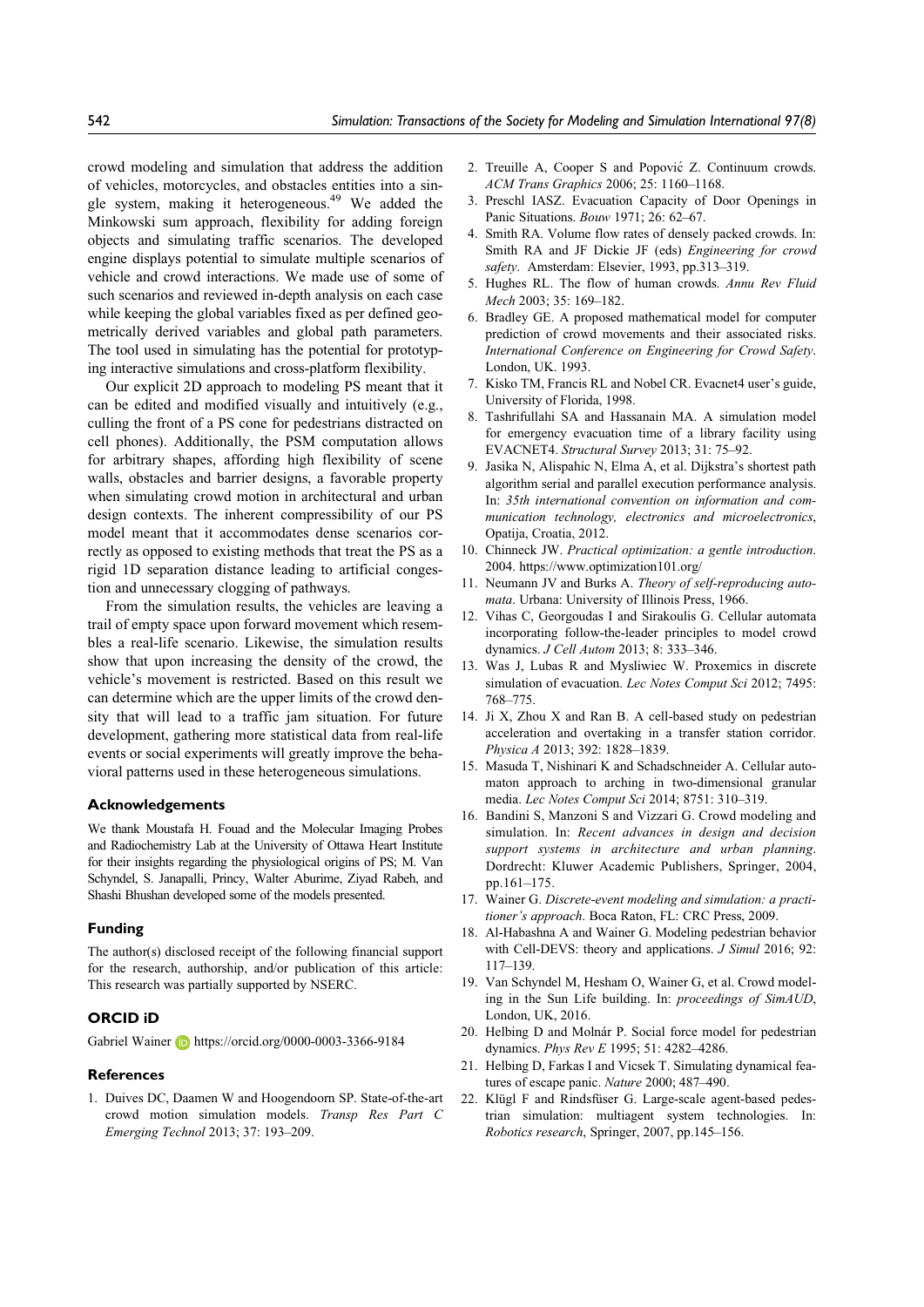crowd modeling and simulation that address the addition of vehicles, motorcycles, and obstacles entities into a single system, making it heterogeneous.[49] We added the Minkowski sum approach, flexibility for adding foreign objects and simulating traffic scenarios. The developed engine displays potential to simulate multiple scenarios of vehicle and crowd interactions. We made use of some of such scenarios and reviewed in-depth analysis on each case while keeping the global variables fixed as per defined geometrically derived variables and global path parameters. The tool used in simulating has the potential for prototyping interactive simulations and cross-platform flexibility.

Our explicit 2D approach to modeling PS meant that it can be edited and modified visually and intuitively (e.g., culling the front of a PS cone for pedestrians distracted on cell phones). Additionally, the PSM computation allows for arbitrary shapes, affording high flexibility of scene walls, obstacles and barrier designs, a favorable property when simulating crowd motion in architectural and urban design contexts. The inherent compressibility of our PS model meant that it accommodates dense scenarios correctly as opposed to existing methods that treat the PS as a rigid 1D separation distance leading to artificial congestion and unnecessary clogging of pathways.

From the simulation results, the vehicles are leaving a trail of empty space upon forward movement which resembles a real-life scenario. Likewise, the simulation results show that upon increasing the density of the crowd, the vehicle's movement is restricted. Based on this result we can determine which are the upper limits of the crowd density that will lead to a traffic jam situation. For future development, gathering more statistical data from real-life events or social experiments will greatly improve the behavioral patterns used in these heterogeneous simulations.

## Acknowledgements

We thank Moustafa H. Fouad and the Molecular Imaging Probes and Radiochemistry Lab at the University of Ottawa Heart Institute for their insights regarding the physiological origins of PS; M. Van Schyndel, S. Janapalli, Princy, Walter Aburime, Ziyad Rabeh, and Shashi Bhushan developed some of the models presented.

## Funding

The author(s) disclosed receipt of the following financial support for the research, authorship, and/or publication of this article: This research was partially supported by NSERC.

## ORCID iD

Gabriel Wainer https://orcid.org/0000-0003-3366-9184

## References

1. Duives DC, Daamen W and Hoogendoorn SP. State-of-the-art crowd motion simulation models. *Transp Res Part C Emerging Technol* 2013; 37: 193–209.
2. Treuille A, Cooper S and Popović Z. Continuum crowds. *ACM Trans Graphics* 2006; 25: 1160–1168.
3. Preschl IASZ. Evacuation Capacity of Door Openings in Panic Situations. *Bouw* 1971; 26: 62–67.
4. Smith RA. Volume flow rates of densely packed crowds. In: Smith RA and JF Dickie JF (eds) *Engineering for crowd safety*. Amsterdam: Elsevier, 1993, pp.313–319.
5. Hughes RL. The flow of human crowds. *Annu Rev Fluid Mech* 2003; 35: 169–182.
6. Bradley GE. A proposed mathematical model for computer prediction of crowd movements and their associated risks. *International Conference on Engineering for Crowd Safety*. London, UK. 1993.
7. Kisko TM, Francis RL and Nobel CR. Evacnet4 user's guide, University of Florida, 1998.
8. Tashrifullahi SA and Hassanain MA. A simulation model for emergency evacuation time of a library facility using EVACNET4. *Structural Survey* 2013; 31: 75–92.
9. Jasika N, Alispahic N, Elma A, et al. Dijkstra's shortest path algorithm serial and parallel execution performance analysis. In: *35th international convention on information and communication technology, electronics and microelectronics*, Opatija, Croatia, 2012.
10. Chinneck JW. *Practical optimization: a gentle introduction*. 2004. https://www.optimization101.org/
11. Neumann JV and Burks A. *Theory of self-reproducing automata*. Urbana: University of Illinois Press, 1966.
12. Vihas C, Georgoudas I and Sirakoulis G. Cellular automata incorporating follow-the-leader principles to model crowd dynamics. *J Cell Autom* 2013; 8: 333–346.
13. Was J, Lubas R and Mysliwiec W. Proxemics in discrete simulation of evacuation. *Lec Notes Comput Sci* 2012; 7495: 768–775.
14. Ji X, Zhou X and Ran B. A cell-based study on pedestrian acceleration and overtaking in a transfer station corridor. *Physica A* 2013; 392: 1828–1839.
15. Masuda T, Nishinari K and Schadschneider A. Cellular automaton approach to arching in two-dimensional granular media. *Lec Notes Comput Sci* 2014; 8751: 310–319.
16. Bandini S, Manzoni S and Vizzari G. Crowd modeling and simulation. In: *Recent advances in design and decision support systems in architecture and urban planning*. Dordrecht: Kluwer Academic Publishers, Springer, 2004, pp.161–175.
17. Wainer G. *Discrete-event modeling and simulation: a practitioner's approach*. Boca Raton, FL: CRC Press, 2009.
18. Al-Habashna A and Wainer G. Modeling pedestrian behavior with Cell-DEVS: theory and applications. *J Simul* 2016; 92: 117–139.
19. Van Schyndel M, Hesham O, Wainer G, et al. Crowd modeling in the Sun Life building. In: *proceedings of SimAUD*, London, UK, 2016.
20. Helbing D and Molnár P. Social force model for pedestrian dynamics. *Phys Rev E* 1995; 51: 4282–4286.
21. Helbing D, Farkas I and Vicsek T. Simulating dynamical features of escape panic. *Nature* 2000; 487–490.
22. Klügl F and Rindsfüser G. Large-scale agent-based pedestrian simulation: multiagent system technologies. In: *Robotics research*, Springer, 2007, pp.145–156.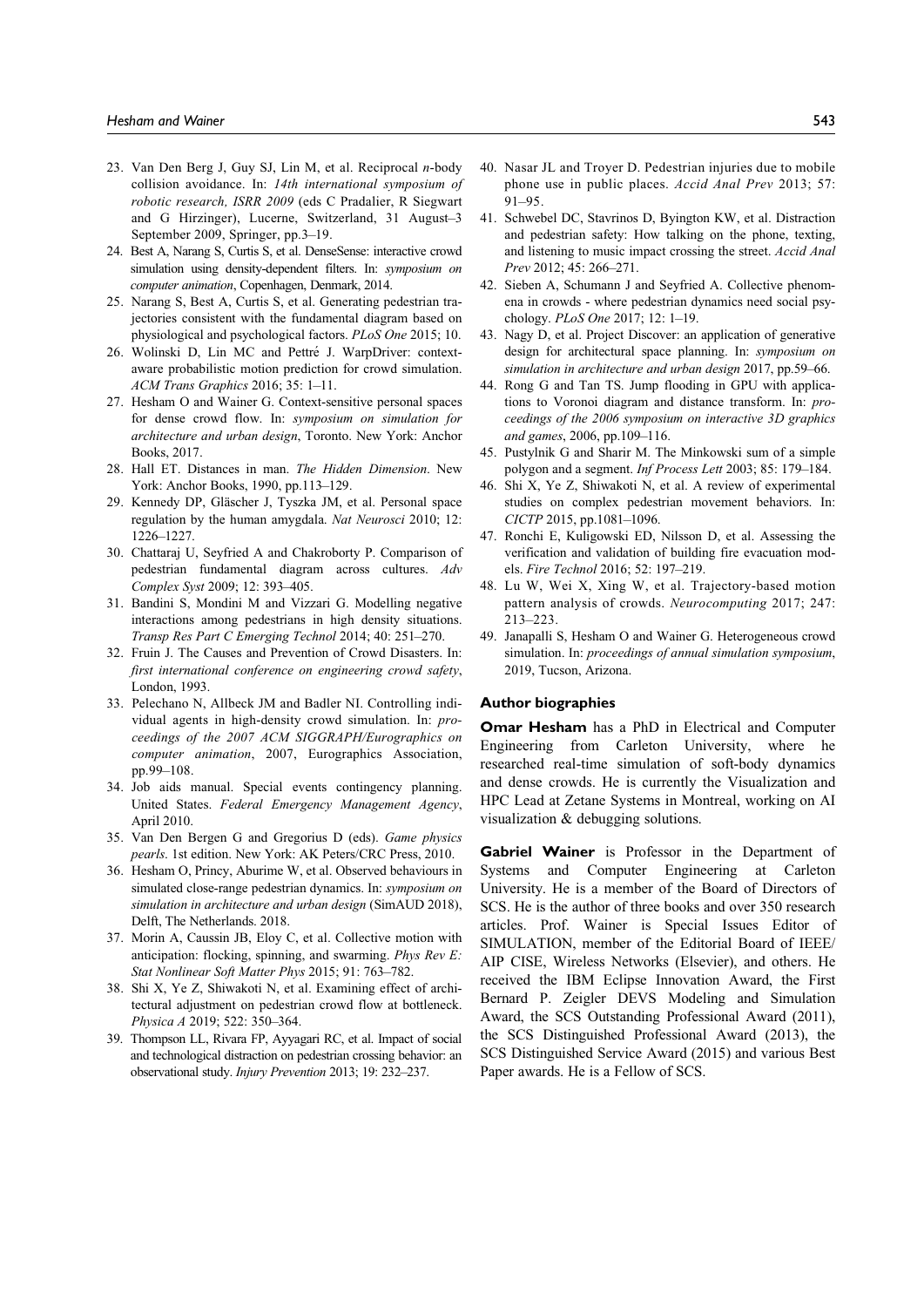23. Van Den Berg J, Guy SJ, Lin M, et al. Reciprocal *n*-body collision avoidance. In: *14th international symposium of robotic research, ISRR 2009* (eds C Pradalier, R Siegwart and G Hirzinger), Lucerne, Switzerland, 31 August–3 September 2009, Springer, pp.3–19.
24. Best A, Narang S, Curtis S, et al. DenseSense: interactive crowd simulation using density-dependent filters. In: *symposium on computer animation*, Copenhagen, Denmark, 2014.
25. Narang S, Best A, Curtis S, et al. Generating pedestrian trajectories consistent with the fundamental diagram based on physiological and psychological factors. *PLoS One* 2015; 10.
26. Wolinski D, Lin MC and Pettré J. WarpDriver: context-aware probabilistic motion prediction for crowd simulation. *ACM Trans Graphics* 2016; 35: 1–11.
27. Hesham O and Wainer G. Context-sensitive personal spaces for dense crowd flow. In: *symposium on simulation for architecture and urban design*, Toronto. New York: Anchor Books, 2017.
28. Hall ET. Distances in man. *The Hidden Dimension*. New York: Anchor Books, 1990, pp.113–129.
29. Kennedy DP, Gläscher J, Tyszka JM, et al. Personal space regulation by the human amygdala. *Nat Neurosci* 2010; 12: 1226–1227.
30. Chattaraj U, Seyfried A and Chakroborty P. Comparison of pedestrian fundamental diagram across cultures. *Adv Complex Syst* 2009; 12: 393–405.
31. Bandini S, Mondini M and Vizzari G. Modelling negative interactions among pedestrians in high density situations. *Transp Res Part C Emerging Technol* 2014; 40: 251–270.
32. Fruin J. The Causes and Prevention of Crowd Disasters. In: *first international conference on engineering crowd safety*, London, 1993.
33. Pelechano N, Allbeck JM and Badler NI. Controlling individual agents in high-density crowd simulation. In: *proceedings of the 2007 ACM SIGGRAPH/Eurographics on computer animation*, 2007, Eurographics Association, pp.99–108.
34. Job aids manual. Special events contingency planning. United States. *Federal Emergency Management Agency*, April 2010.
35. Van Den Bergen G and Gregorius D (eds). *Game physics pearls*. 1st edition. New York: AK Peters/CRC Press, 2010.
36. Hesham O, Princy, Aburime W, et al. Observed behaviours in simulated close-range pedestrian dynamics. In: *symposium on simulation in architecture and urban design* (SimAUD 2018), Delft, The Netherlands. 2018.
37. Morin A, Caussin JB, Eloy C, et al. Collective motion with anticipation: flocking, spinning, and swarming. *Phys Rev E: Stat Nonlinear Soft Matter Phys* 2015; 91: 763–782.
38. Shi X, Ye Z, Shiwakoti N, et al. Examining effect of architectural adjustment on pedestrian crowd flow at bottleneck. *Physica A* 2019; 522: 350–364.
39. Thompson LL, Rivara FP, Ayyagari RC, et al. Impact of social and technological distraction on pedestrian crossing behavior: an observational study. *Injury Prevention* 2013; 19: 232–237.
40. Nasar JL and Troyer D. Pedestrian injuries due to mobile phone use in public places. *Accid Anal Prev* 2013; 57: 91–95.
41. Schwebel DC, Stavrinos D, Byington KW, et al. Distraction and pedestrian safety: How talking on the phone, texting, and listening to music impact crossing the street. *Accid Anal Prev* 2012; 45: 266–271.
42. Sieben A, Schumann J and Seyfried A. Collective phenomena in crowds - where pedestrian dynamics need social psychology. *PLoS One* 2017; 12: 1–19.
43. Nagy D, et al. Project Discover: an application of generative design for architectural space planning. In: *symposium on simulation in architecture and urban design* 2017, pp.59–66.
44. Rong G and Tan TS. Jump flooding in GPU with applications to Voronoi diagram and distance transform. In: *proceedings of the 2006 symposium on interactive 3D graphics and games*, 2006, pp.109–116.
45. Pustylnik G and Sharir M. The Minkowski sum of a simple polygon and a segment. *Inf Process Lett* 2003; 85: 179–184.
46. Shi X, Ye Z, Shiwakoti N, et al. A review of experimental studies on complex pedestrian movement behaviors. In: *CICTP* 2015, pp.1081–1096.
47. Ronchi E, Kuligowski ED, Nilsson D, et al. Assessing the verification and validation of building fire evacuation models. *Fire Technol* 2016; 52: 197–219.
48. Lu W, Wei X, Xing W, et al. Trajectory-based motion pattern analysis of crowds. *Neurocomputing* 2017; 247: 213–223.
49. Janapalli S, Hesham O and Wainer G. Heterogeneous crowd simulation. In: *proceedings of annual simulation symposium*, 2019, Tucson, Arizona.

## Author biographies

**Omar Hesham** has a PhD in Electrical and Computer Engineering from Carleton University, where he researched real-time simulation of soft-body dynamics and dense crowds. He is currently the Visualization and HPC Lead at Zetane Systems in Montreal, working on AI visualization & debugging solutions.

**Gabriel Wainer** is Professor in the Department of Systems and Computer Engineering at Carleton University. He is a member of the Board of Directors of SCS. He is the author of three books and over 350 research articles. Prof. Wainer is Special Issues Editor of SIMULATION, member of the Editorial Board of IEEE/AIP CISE, Wireless Networks (Elsevier), and others. He received the IBM Eclipse Innovation Award, the First Bernard P. Zeigler DEVS Modeling and Simulation Award, the SCS Outstanding Professional Award (2011), the SCS Distinguished Professional Award (2013), the SCS Distinguished Service Award (2015) and various Best Paper awards. He is a Fellow of SCS.